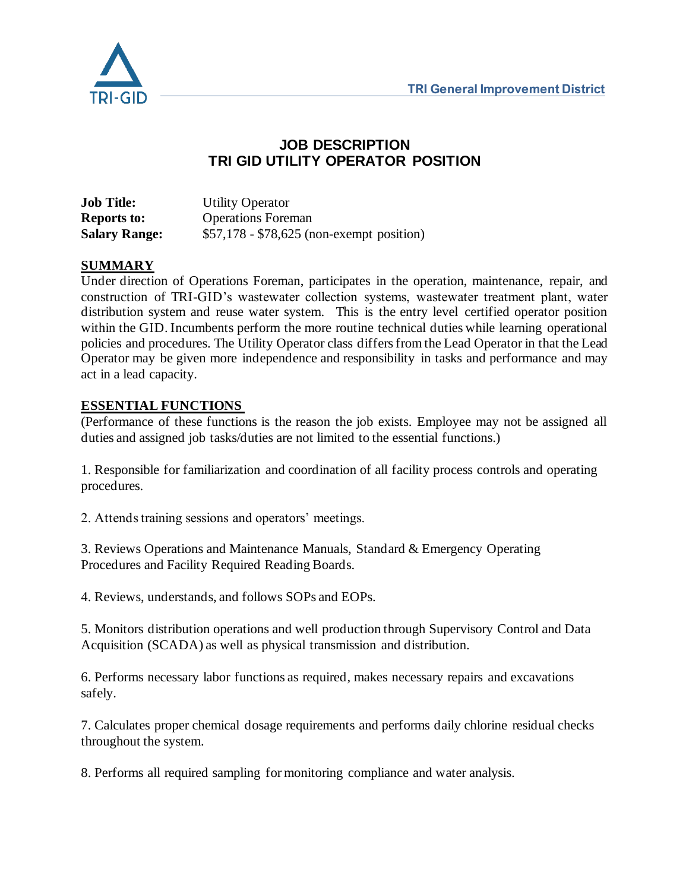TRI General Improvement District

# JOB DESCRIPTION
# TRI GID UTILITY OPERATOR POSITION

**Job Title:** Utility Operator
**Reports to:** Operations Foreman
**Salary Range:** $57,178 - $78,625 (non-exempt position)

## SUMMARY

Under direction of Operations Foreman, participates in the operation, maintenance, repair, and construction of TRI-GID's wastewater collection systems, wastewater treatment plant, water distribution system and reuse water system. This is the entry level certified operator position within the GID. Incumbents perform the more routine technical duties while learning operational policies and procedures. The Utility Operator class differs from the Lead Operator in that the Lead Operator may be given more independence and responsibility in tasks and performance and may act in a lead capacity.

## ESSENTIAL FUNCTIONS

(Performance of these functions is the reason the job exists. Employee may not be assigned all duties and assigned job tasks/duties are not limited to the essential functions.)

1. Responsible for familiarization and coordination of all facility process controls and operating procedures.

2. Attends training sessions and operators' meetings.

3. Reviews Operations and Maintenance Manuals, Standard & Emergency Operating Procedures and Facility Required Reading Boards.

4. Reviews, understands, and follows SOPs and EOPs.

5. Monitors distribution operations and well production through Supervisory Control and Data Acquisition (SCADA) as well as physical transmission and distribution.

6. Performs necessary labor functions as required, makes necessary repairs and excavations safely.

7. Calculates proper chemical dosage requirements and performs daily chlorine residual checks throughout the system.

8. Performs all required sampling for monitoring compliance and water analysis.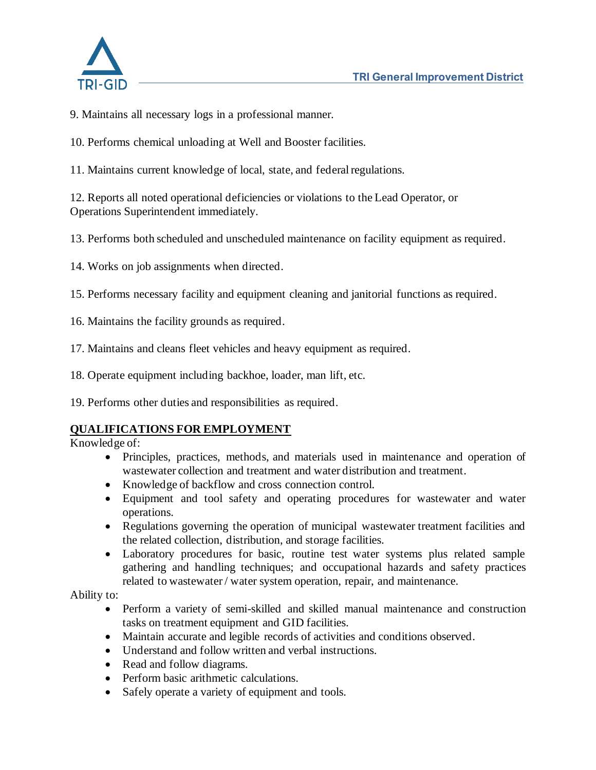9. Maintains all necessary logs in a professional manner.

10. Performs chemical unloading at Well and Booster facilities.

11. Maintains current knowledge of local, state, and federal regulations.

12. Reports all noted operational deficiencies or violations to the Lead Operator, or Operations Superintendent immediately.

13. Performs both scheduled and unscheduled maintenance on facility equipment as required.

14. Works on job assignments when directed.

15. Performs necessary facility and equipment cleaning and janitorial functions as required.

16. Maintains the facility grounds as required.

17. Maintains and cleans fleet vehicles and heavy equipment as required.

18. Operate equipment including backhoe, loader, man lift, etc.

19. Performs other duties and responsibilities as required.

## QUALIFICATIONS FOR EMPLOYMENT

Knowledge of:

- Principles, practices, methods, and materials used in maintenance and operation of wastewater collection and treatment and water distribution and treatment.
- Knowledge of backflow and cross connection control.
- Equipment and tool safety and operating procedures for wastewater and water operations.
- Regulations governing the operation of municipal wastewater treatment facilities and the related collection, distribution, and storage facilities.
- Laboratory procedures for basic, routine test water systems plus related sample gathering and handling techniques; and occupational hazards and safety practices related to wastewater / water system operation, repair, and maintenance.

Ability to:

- Perform a variety of semi-skilled and skilled manual maintenance and construction tasks on treatment equipment and GID facilities.
- Maintain accurate and legible records of activities and conditions observed.
- Understand and follow written and verbal instructions.
- Read and follow diagrams.
- Perform basic arithmetic calculations.
- Safely operate a variety of equipment and tools.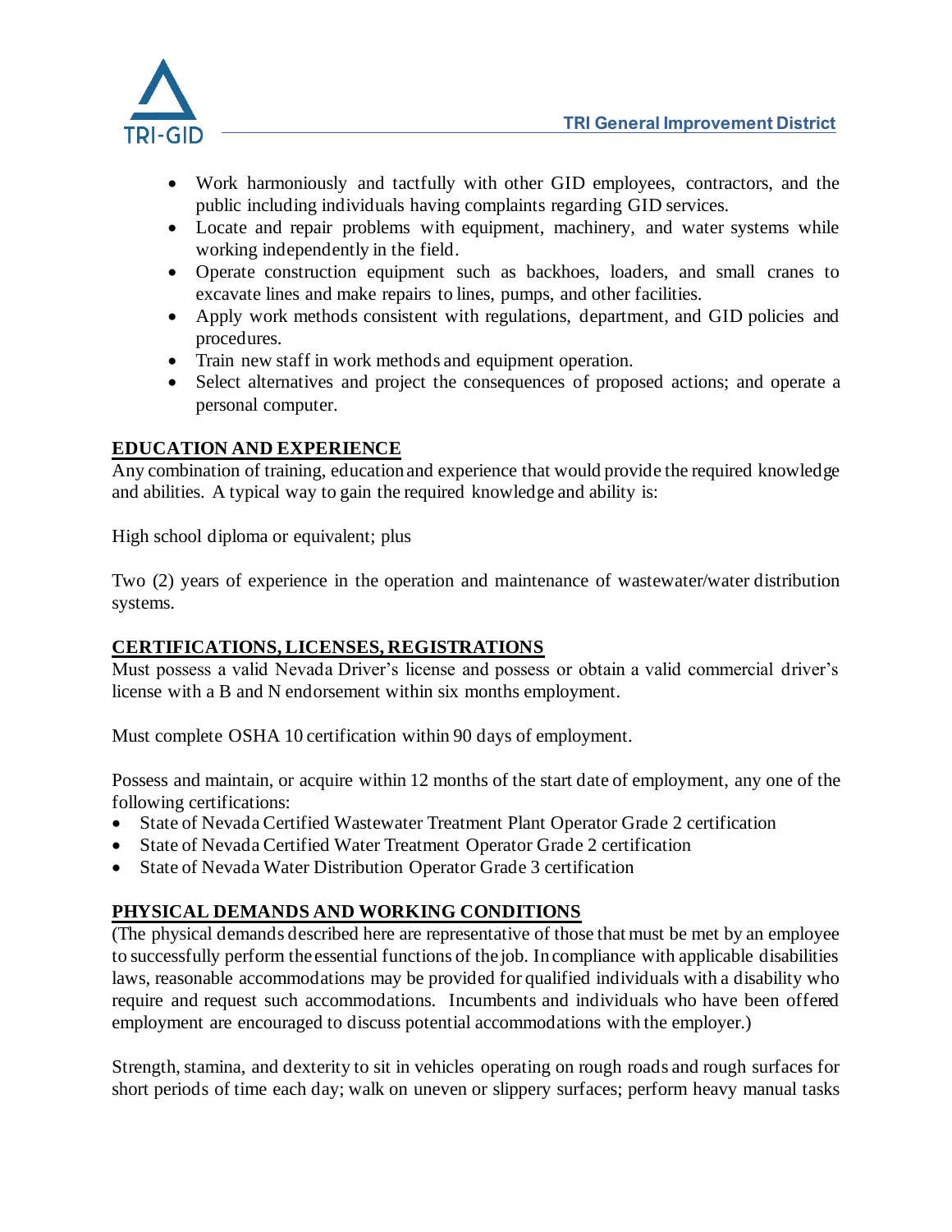- Work harmoniously and tactfully with other GID employees, contractors, and the public including individuals having complaints regarding GID services.
- Locate and repair problems with equipment, machinery, and water systems while working independently in the field.
- Operate construction equipment such as backhoes, loaders, and small cranes to excavate lines and make repairs to lines, pumps, and other facilities.
- Apply work methods consistent with regulations, department, and GID policies and procedures.
- Train new staff in work methods and equipment operation.
- Select alternatives and project the consequences of proposed actions; and operate a personal computer.

## EDUCATION AND EXPERIENCE

Any combination of training, education and experience that would provide the required knowledge and abilities. A typical way to gain the required knowledge and ability is:

High school diploma or equivalent; plus

Two (2) years of experience in the operation and maintenance of wastewater/water distribution systems.

## CERTIFICATIONS, LICENSES, REGISTRATIONS

Must possess a valid Nevada Driver's license and possess or obtain a valid commercial driver's license with a B and N endorsement within six months employment.

Must complete OSHA 10 certification within 90 days of employment.

Possess and maintain, or acquire within 12 months of the start date of employment, any one of the following certifications:

- State of Nevada Certified Wastewater Treatment Plant Operator Grade 2 certification
- State of Nevada Certified Water Treatment Operator Grade 2 certification
- State of Nevada Water Distribution Operator Grade 3 certification

## PHYSICAL DEMANDS AND WORKING CONDITIONS

(The physical demands described here are representative of those that must be met by an employee to successfully perform the essential functions of the job. In compliance with applicable disabilities laws, reasonable accommodations may be provided for qualified individuals with a disability who require and request such accommodations. Incumbents and individuals who have been offered employment are encouraged to discuss potential accommodations with the employer.)

Strength, stamina, and dexterity to sit in vehicles operating on rough roads and rough surfaces for short periods of time each day; walk on uneven or slippery surfaces; perform heavy manual tasks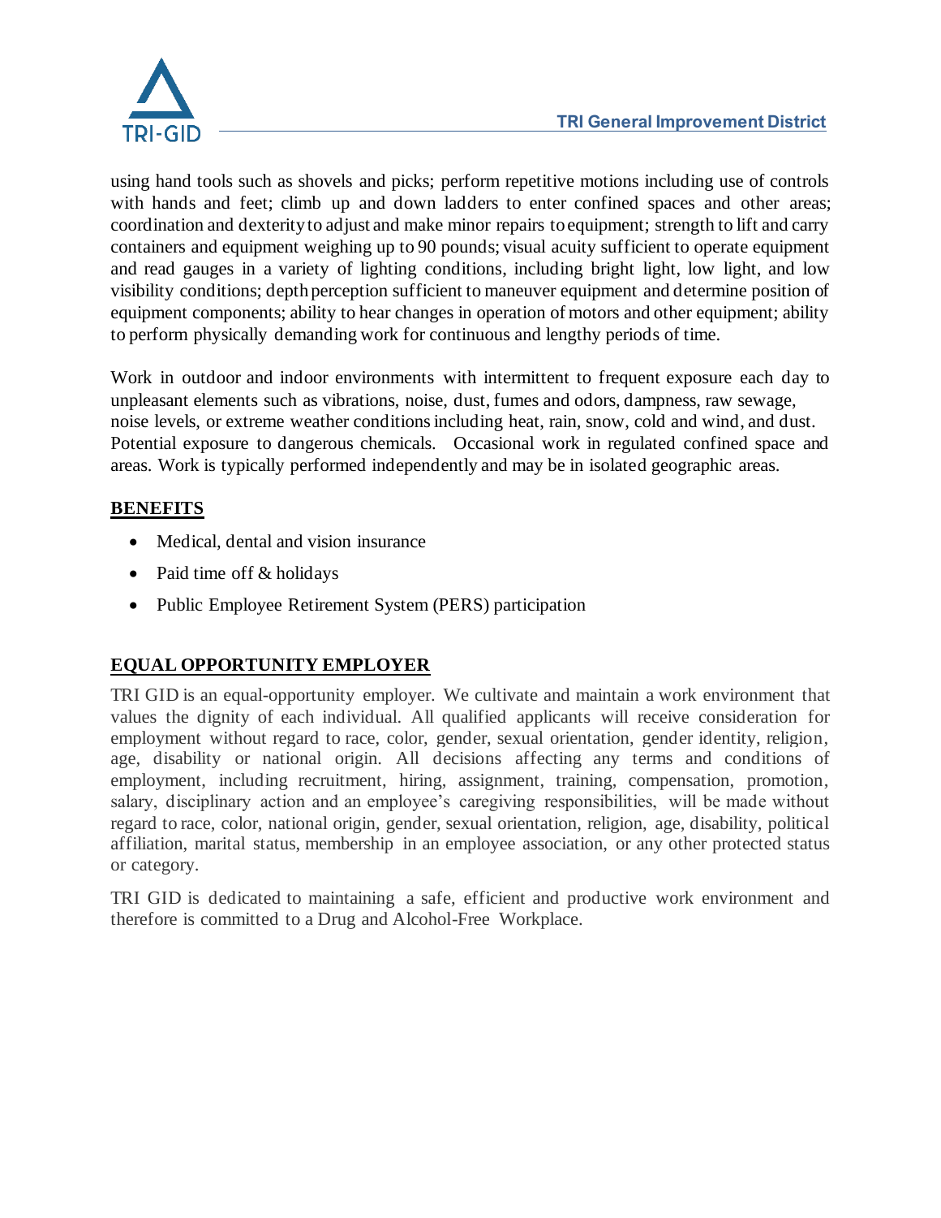using hand tools such as shovels and picks; perform repetitive motions including use of controls with hands and feet; climb up and down ladders to enter confined spaces and other areas; coordination and dexterity to adjust and make minor repairs to equipment; strength to lift and carry containers and equipment weighing up to 90 pounds; visual acuity sufficient to operate equipment and read gauges in a variety of lighting conditions, including bright light, low light, and low visibility conditions; depth perception sufficient to maneuver equipment and determine position of equipment components; ability to hear changes in operation of motors and other equipment; ability to perform physically demanding work for continuous and lengthy periods of time.

Work in outdoor and indoor environments with intermittent to frequent exposure each day to unpleasant elements such as vibrations, noise, dust, fumes and odors, dampness, raw sewage, noise levels, or extreme weather conditions including heat, rain, snow, cold and wind, and dust. Potential exposure to dangerous chemicals. Occasional work in regulated confined space and areas. Work is typically performed independently and may be in isolated geographic areas.

## BENEFITS

- Medical, dental and vision insurance
- Paid time off & holidays
- Public Employee Retirement System (PERS) participation

## EQUAL OPPORTUNITY EMPLOYER

TRI GID is an equal-opportunity employer. We cultivate and maintain a work environment that values the dignity of each individual. All qualified applicants will receive consideration for employment without regard to race, color, gender, sexual orientation, gender identity, religion, age, disability or national origin. All decisions affecting any terms and conditions of employment, including recruitment, hiring, assignment, training, compensation, promotion, salary, disciplinary action and an employee's caregiving responsibilities, will be made without regard to race, color, national origin, gender, sexual orientation, religion, age, disability, political affiliation, marital status, membership in an employee association, or any other protected status or category.

TRI GID is dedicated to maintaining a safe, efficient and productive work environment and therefore is committed to a Drug and Alcohol-Free Workplace.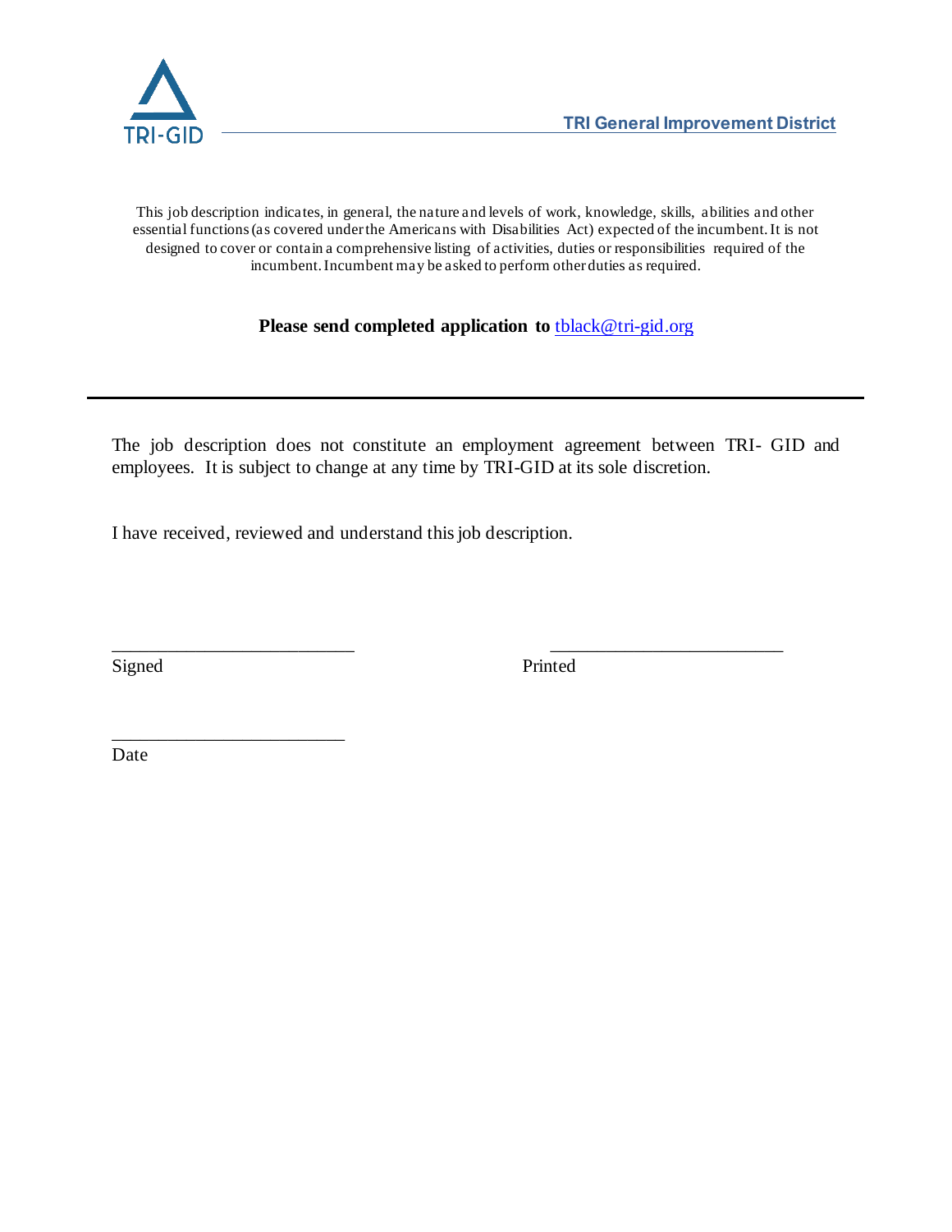This job description indicates, in general, the nature and levels of work, knowledge, skills, abilities and other essential functions (as covered under the Americans with Disabilities Act) expected of the incumbent. It is not designed to cover or contain a comprehensive listing of activities, duties or responsibilities required of the incumbent. Incumbent may be asked to perform other duties as required.

**Please send completed application to** [tblack@tri-gid.org](mailto:tblack@tri-gid.org)

---

The job description does not constitute an employment agreement between TRI- GID and employees. It is subject to change at any time by TRI-GID at its sole discretion.

I have received, reviewed and understand this job description.

_________________________ Signed

_________________________ Printed

_________________________ Date